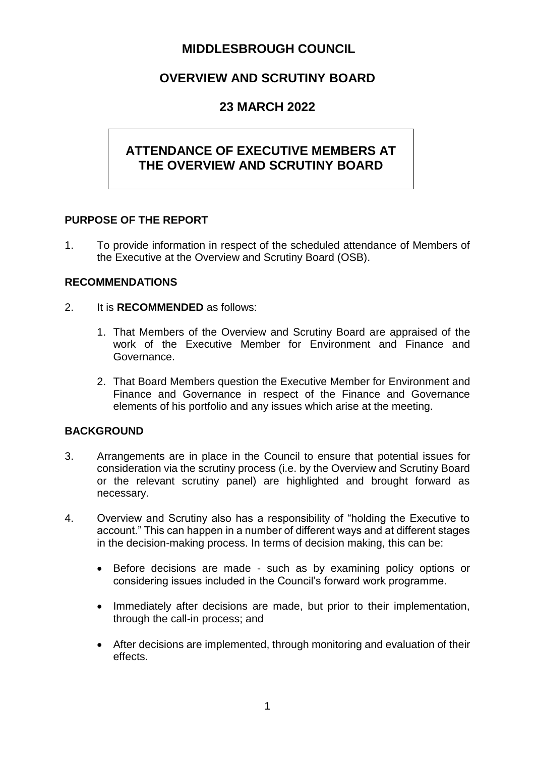# MIDDLESBROUGH COUNCIL

## OVERVIEW AND SCRUTINY BOARD

## 23 MARCH 2022

## ATTENDANCE OF EXECUTIVE MEMBERS AT THE OVERVIEW AND SCRUTINY BOARD

### PURPOSE OF THE REPORT

1. To provide information in respect of the scheduled attendance of Members of the Executive at the Overview and Scrutiny Board (OSB).

### RECOMMENDATIONS

2. It is **RECOMMENDED** as follows:

    1. That Members of the Overview and Scrutiny Board are appraised of the work of the Executive Member for Environment and Finance and Governance.

    2. That Board Members question the Executive Member for Environment and Finance and Governance in respect of the Finance and Governance elements of his portfolio and any issues which arise at the meeting.

### BACKGROUND

3. Arrangements are in place in the Council to ensure that potential issues for consideration via the scrutiny process (i.e. by the Overview and Scrutiny Board or the relevant scrutiny panel) are highlighted and brought forward as necessary.

4. Overview and Scrutiny also has a responsibility of "holding the Executive to account." This can happen in a number of different ways and at different stages in the decision-making process. In terms of decision making, this can be:

    - Before decisions are made - such as by examining policy options or considering issues included in the Council's forward work programme.

    - Immediately after decisions are made, but prior to their implementation, through the call-in process; and

    - After decisions are implemented, through monitoring and evaluation of their effects.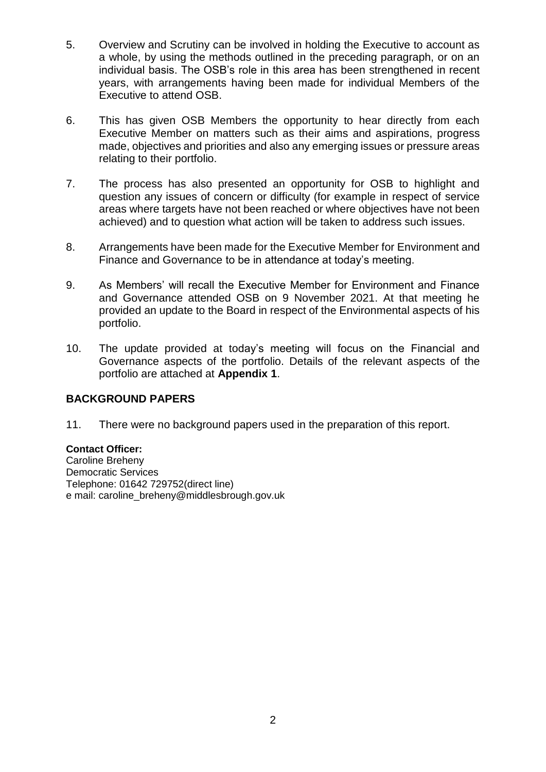5. Overview and Scrutiny can be involved in holding the Executive to account as a whole, by using the methods outlined in the preceding paragraph, or on an individual basis. The OSB's role in this area has been strengthened in recent years, with arrangements having been made for individual Members of the Executive to attend OSB.

6. This has given OSB Members the opportunity to hear directly from each Executive Member on matters such as their aims and aspirations, progress made, objectives and priorities and also any emerging issues or pressure areas relating to their portfolio.

7. The process has also presented an opportunity for OSB to highlight and question any issues of concern or difficulty (for example in respect of service areas where targets have not been reached or where objectives have not been achieved) and to question what action will be taken to address such issues.

8. Arrangements have been made for the Executive Member for Environment and Finance and Governance to be in attendance at today's meeting.

9. As Members' will recall the Executive Member for Environment and Finance and Governance attended OSB on 9 November 2021. At that meeting he provided an update to the Board in respect of the Environmental aspects of his portfolio.

10. The update provided at today's meeting will focus on the Financial and Governance aspects of the portfolio. Details of the relevant aspects of the portfolio are attached at **Appendix 1**.

## BACKGROUND PAPERS

11. There were no background papers used in the preparation of this report.

**Contact Officer:**
Caroline Breheny
Democratic Services
Telephone: 01642 729752(direct line)
e mail: caroline_breheny@middlesbrough.gov.uk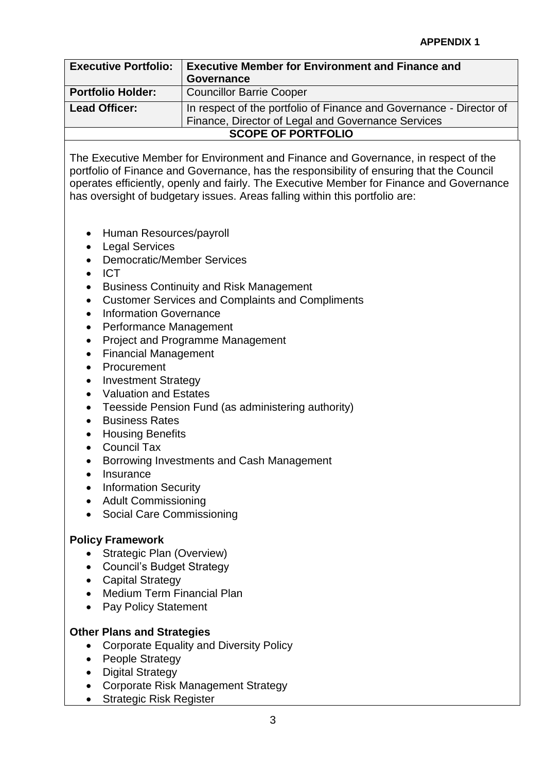**APPENDIX 1**

| **Executive Portfolio:** | **Executive Member for Environment and Finance and Governance** |
|---|---|
| **Portfolio Holder:** | Councillor Barrie Cooper |
| **Lead Officer:** | In respect of the portfolio of Finance and Governance - Director of Finance, Director of Legal and Governance Services |

**SCOPE OF PORTFOLIO**

The Executive Member for Environment and Finance and Governance, in respect of the portfolio of Finance and Governance, has the responsibility of ensuring that the Council operates efficiently, openly and fairly. The Executive Member for Finance and Governance has oversight of budgetary issues. Areas falling within this portfolio are:

- Human Resources/payroll
- Legal Services
- Democratic/Member Services
- ICT
- Business Continuity and Risk Management
- Customer Services and Complaints and Compliments
- Information Governance
- Performance Management
- Project and Programme Management
- Financial Management
- Procurement
- Investment Strategy
- Valuation and Estates
- Teesside Pension Fund (as administering authority)
- Business Rates
- Housing Benefits
- Council Tax
- Borrowing Investments and Cash Management
- Insurance
- Information Security
- Adult Commissioning
- Social Care Commissioning

**Policy Framework**

- Strategic Plan (Overview)
- Council's Budget Strategy
- Capital Strategy
- Medium Term Financial Plan
- Pay Policy Statement

**Other Plans and Strategies**

- Corporate Equality and Diversity Policy
- People Strategy
- Digital Strategy
- Corporate Risk Management Strategy
- Strategic Risk Register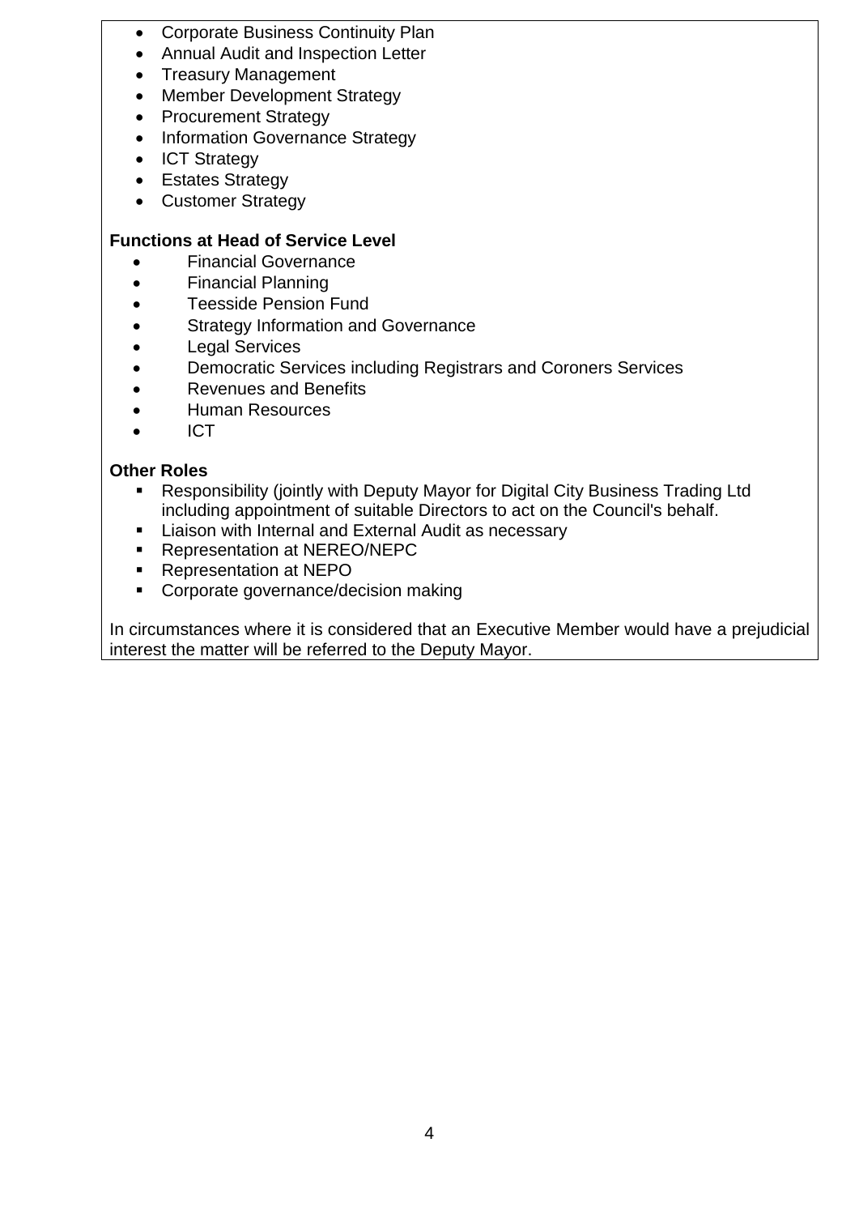- Corporate Business Continuity Plan
- Annual Audit and Inspection Letter
- Treasury Management
- Member Development Strategy
- Procurement Strategy
- Information Governance Strategy
- ICT Strategy
- Estates Strategy
- Customer Strategy

**Functions at Head of Service Level**

- Financial Governance
- Financial Planning
- Teesside Pension Fund
- Strategy Information and Governance
- Legal Services
- Democratic Services including Registrars and Coroners Services
- Revenues and Benefits
- Human Resources
- ICT

**Other Roles**

- Responsibility (jointly with Deputy Mayor for Digital City Business Trading Ltd including appointment of suitable Directors to act on the Council's behalf.
- Liaison with Internal and External Audit as necessary
- Representation at NEREO/NEPC
- Representation at NEPO
- Corporate governance/decision making

In circumstances where it is considered that an Executive Member would have a prejudicial interest the matter will be referred to the Deputy Mayor.